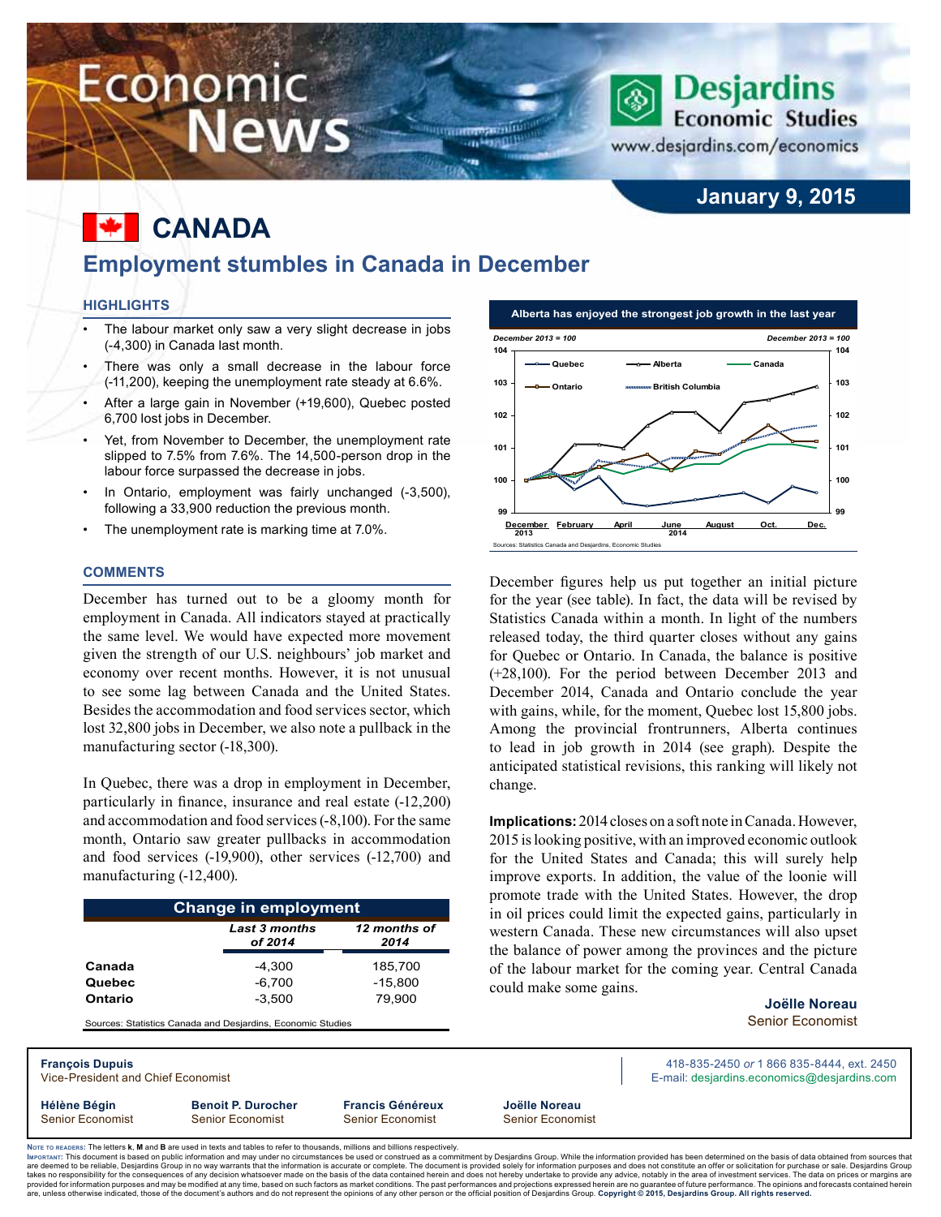# Economic News

Desjardins Economic Studies
www.desjardins.com/economics

**January 9, 2015**

# CANADA

## Employment stumbles in Canada in December

### HIGHLIGHTS

- The labour market only saw a very slight decrease in jobs (-4,300) in Canada last month.
- There was only a small decrease in the labour force (-11,200), keeping the unemployment rate steady at 6.6%.
- After a large gain in November (+19,600), Quebec posted 6,700 lost jobs in December.
- Yet, from November to December, the unemployment rate slipped to 7.5% from 7.6%. The 14,500-person drop in the labour force surpassed the decrease in jobs.
- In Ontario, employment was fairly unchanged (-3,500), following a 33,900 reduction the previous month.
- The unemployment rate is marking time at 7.0%.

### COMMENTS

December has turned out to be a gloomy month for employment in Canada. All indicators stayed at practically the same level. We would have expected more movement given the strength of our U.S. neighbours' job market and economy over recent months. However, it is not unusual to see some lag between Canada and the United States. Besides the accommodation and food services sector, which lost 32,800 jobs in December, we also note a pullback in the manufacturing sector (-18,300).

In Quebec, there was a drop in employment in December, particularly in finance, insurance and real estate (-12,200) and accommodation and food services (-8,100). For the same month, Ontario saw greater pullbacks in accommodation and food services (-19,900), other services (-12,700) and manufacturing (-12,400).

**Change in employment**

| | Last 3 months of 2014 | 12 months of 2014 |
|---|---|---|
| **Canada** | -4,300 | 185,700 |
| **Quebec** | -6,700 | -15,800 |
| **Ontario** | -3,500 | 79,900 |

Sources: Statistics Canada and Desjardins, Economic Studies

**Alberta has enjoyed the strongest job growth in the last year**

December 2013 = 100

Legend: Quebec, Alberta, Canada, Ontario, British Columbia

Sources: Statistics Canada and Desjardins, Economic Studies

December figures help us put together an initial picture for the year (see table). In fact, the data will be revised by Statistics Canada within a month. In light of the numbers released today, the third quarter closes without any gains for Quebec or Ontario. In Canada, the balance is positive (+28,100). For the period between December 2013 and December 2014, Canada and Ontario conclude the year with gains, while, for the moment, Quebec lost 15,800 jobs. Among the provincial frontrunners, Alberta continues to lead in job growth in 2014 (see graph). Despite the anticipated statistical revisions, this ranking will likely not change.

**Implications:** 2014 closes on a soft note in Canada. However, 2015 is looking positive, with an improved economic outlook for the United States and Canada; this will surely help improve exports. In addition, the value of the loonie will promote trade with the United States. However, the drop in oil prices could limit the expected gains, particularly in western Canada. These new circumstances will also upset the balance of power among the provinces and the picture of the labour market for the coming year. Central Canada could make some gains.

**Joëlle Noreau**
Senior Economist

**François Dupuis**
Vice-President and Chief Economist

418-835-2450 *or* 1 866 835-8444, ext. 2450
E-mail: desjardins.economics@desjardins.com

**Hélène Bégin** — Senior Economist
**Benoit P. Durocher** — Senior Economist
**Francis Généreux** — Senior Economist
**Joëlle Noreau** — Senior Economist

Note to readers: The letters **k**, **M** and **B** are used in texts and tables to refer to thousands, millions and billions respectively.

Important: This document is based on public information and may under no circumstances be used or construed as a commitment by Desjardins Group. While the information provided has been determined on the basis of data obtained from sources that are deemed to be reliable, Desjardins Group in no way warrants that the information is accurate or complete. The document is provided solely for information purposes and does not constitute an offer or solicitation for purchase or sale. Desjardins Group takes no responsibility for the consequences of any decision whatsoever made on the basis of the data contained herein and does not hereby undertake to provide any advice, notably in the area of investment services. The data on prices or margins are provided for information purposes and may be modified at any time, based on such factors as market conditions. The past performances and projections expressed herein are no guarantee of future performance. The opinions and forecasts contained herein are, unless otherwise indicated, those of the document's authors and do not represent the opinions of any other person or the official position of Desjardins Group. **Copyright © 2015, Desjardins Group. All rights reserved.**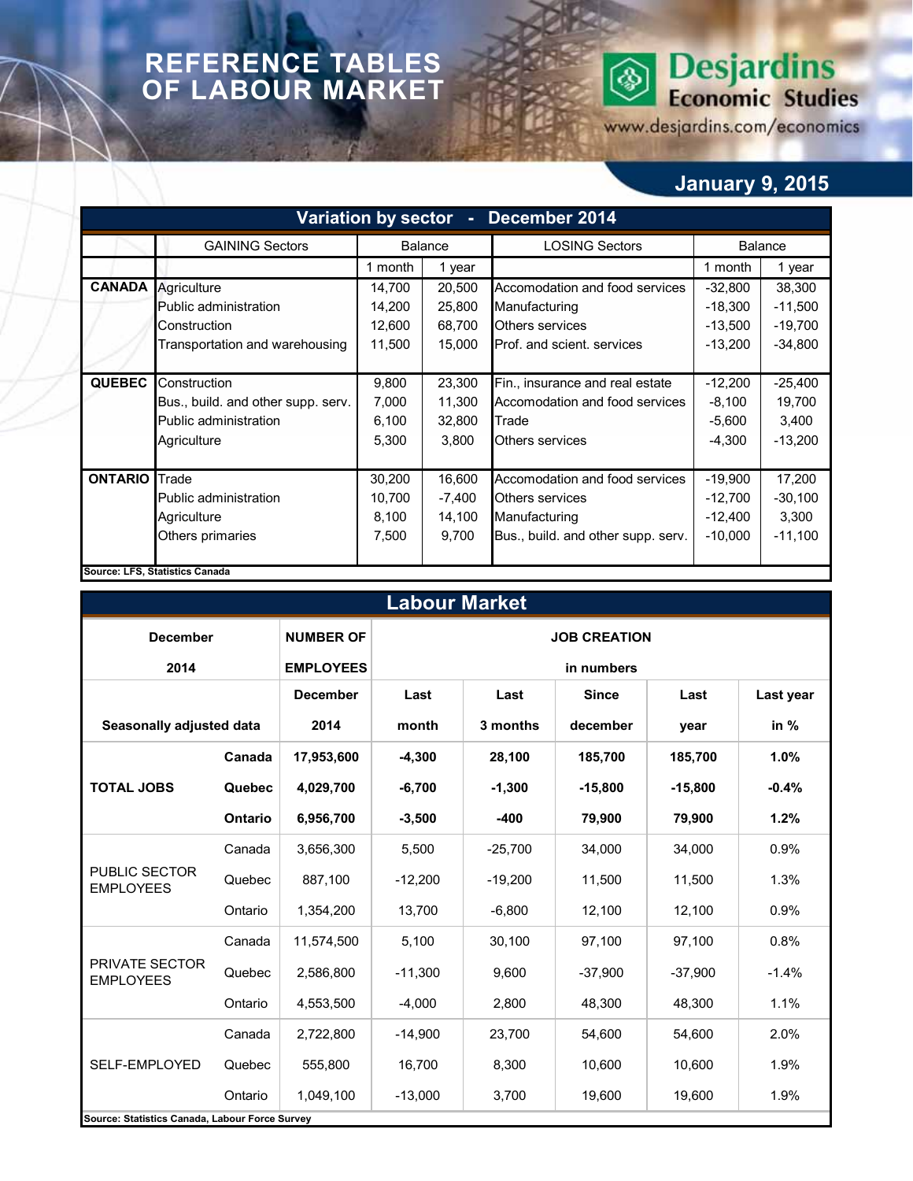# REFERENCE TABLES OF LABOUR MARKET

Desjardins Economic Studies
www.desjardins.com/economics

**January 9, 2015**

## Variation by sector - December 2014

| | GAINING Sectors | Balance | | LOSING Sectors | Balance | |
|---|---|---|---|---|---|---|
| | | 1 month | 1 year | | 1 month | 1 year |
| **CANADA** | Agriculture | 14,700 | 20,500 | Accomodation and food services | -32,800 | 38,300 |
| | Public administration | 14,200 | 25,800 | Manufacturing | -18,300 | -11,500 |
| | Construction | 12,600 | 68,700 | Others services | -13,500 | -19,700 |
| | Transportation and warehousing | 11,500 | 15,000 | Prof. and scient. services | -13,200 | -34,800 |
| **QUEBEC** | Construction | 9,800 | 23,300 | Fin., insurance and real estate | -12,200 | -25,400 |
| | Bus., build. and other supp. serv. | 7,000 | 11,300 | Accomodation and food services | -8,100 | 19,700 |
| | Public administration | 6,100 | 32,800 | Trade | -5,600 | 3,400 |
| | Agriculture | 5,300 | 3,800 | Others services | -4,300 | -13,200 |
| **ONTARIO** | Trade | 30,200 | 16,600 | Accomodation and food services | -19,900 | 17,200 |
| | Public administration | 10,700 | -7,400 | Others services | -12,700 | -30,100 |
| | Agriculture | 8,100 | 14,100 | Manufacturing | -12,400 | 3,300 |
| | Others primaries | 7,500 | 9,700 | Bus., build. and other supp. serv. | -10,000 | -11,100 |

**Source: LFS, Statistics Canada**

## Labour Market

| **December 2014** | | **NUMBER OF EMPLOYEES** | **JOB CREATION in numbers** | | | | |
|---|---|---|---|---|---|---|---|
| **Seasonally adjusted data** | | **December 2014** | **Last month** | **Last 3 months** | **Since december** | **Last year** | **Last year in %** |
| **TOTAL JOBS** | **Canada** | **17,953,600** | **-4,300** | **28,100** | **185,700** | **185,700** | **1.0%** |
| | **Quebec** | **4,029,700** | **-6,700** | **-1,300** | **-15,800** | **-15,800** | **-0.4%** |
| | **Ontario** | **6,956,700** | **-3,500** | **-400** | **79,900** | **79,900** | **1.2%** |
| PUBLIC SECTOR EMPLOYEES | Canada | 3,656,300 | 5,500 | -25,700 | 34,000 | 34,000 | 0.9% |
| | Quebec | 887,100 | -12,200 | -19,200 | 11,500 | 11,500 | 1.3% |
| | Ontario | 1,354,200 | 13,700 | -6,800 | 12,100 | 12,100 | 0.9% |
| PRIVATE SECTOR EMPLOYEES | Canada | 11,574,500 | 5,100 | 30,100 | 97,100 | 97,100 | 0.8% |
| | Quebec | 2,586,800 | -11,300 | 9,600 | -37,900 | -37,900 | -1.4% |
| | Ontario | 4,553,500 | -4,000 | 2,800 | 48,300 | 48,300 | 1.1% |
| SELF-EMPLOYED | Canada | 2,722,800 | -14,900 | 23,700 | 54,600 | 54,600 | 2.0% |
| | Quebec | 555,800 | 16,700 | 8,300 | 10,600 | 10,600 | 1.9% |
| | Ontario | 1,049,100 | -13,000 | 3,700 | 19,600 | 19,600 | 1.9% |

**Source: Statistics Canada, Labour Force Survey**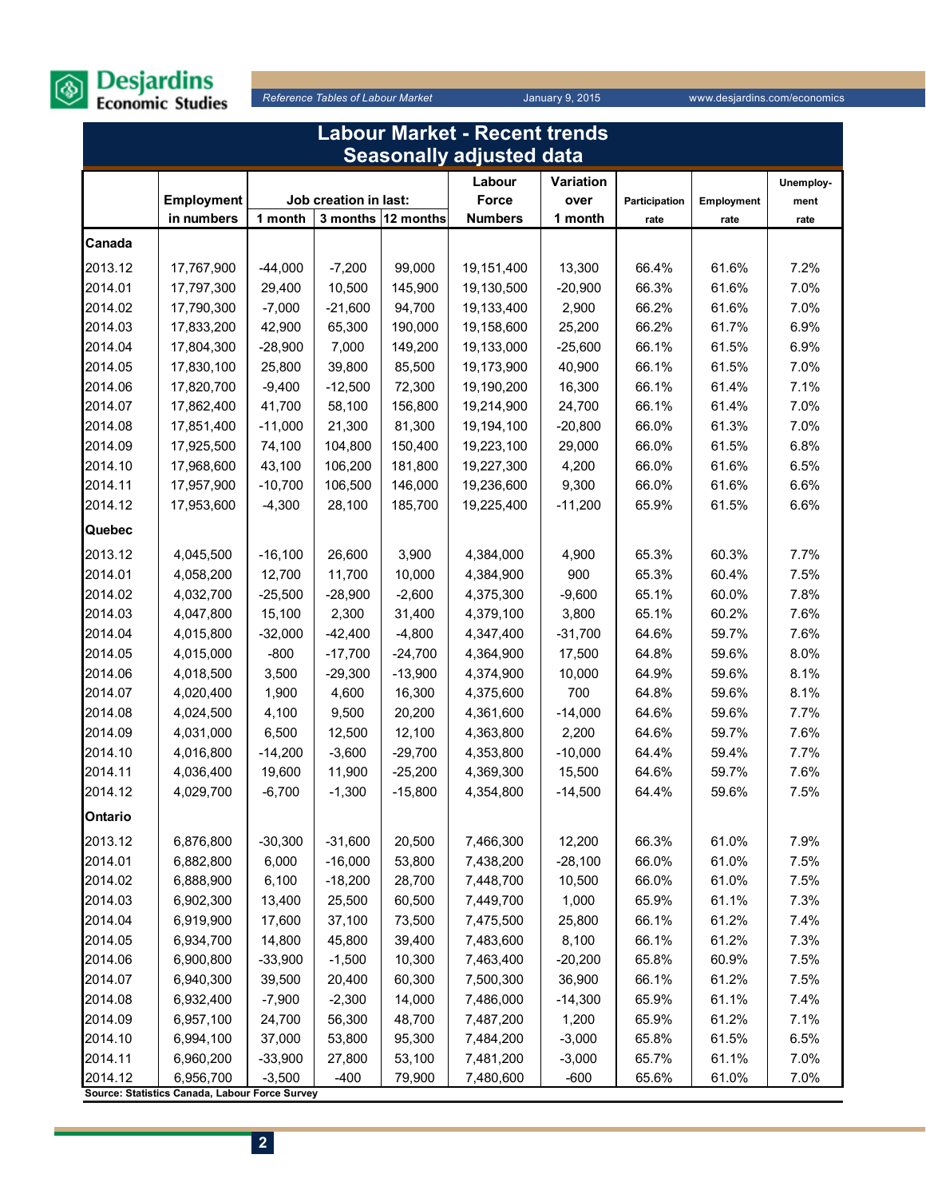# Labour Market - Recent trends
## Seasonally adjusted data

| | Employment | Job creation in last: | | | Labour Force | Variation over | Participation | Employment | Unemploy-ment |
|---|---|---|---|---|---|---|---|---|---|
| | in numbers | 1 month | 3 months | 12 months | Numbers | 1 month | rate | rate | rate |
| **Canada** | | | | | | | | | |
| 2013.12 | 17,767,900 | -44,000 | -7,200 | 99,000 | 19,151,400 | 13,300 | 66.4% | 61.6% | 7.2% |
| 2014.01 | 17,797,300 | 29,400 | 10,500 | 145,900 | 19,130,500 | -20,900 | 66.3% | 61.6% | 7.0% |
| 2014.02 | 17,790,300 | -7,000 | -21,600 | 94,700 | 19,133,400 | 2,900 | 66.2% | 61.6% | 7.0% |
| 2014.03 | 17,833,200 | 42,900 | 65,300 | 190,000 | 19,158,600 | 25,200 | 66.2% | 61.7% | 6.9% |
| 2014.04 | 17,804,300 | -28,900 | 7,000 | 149,200 | 19,133,000 | -25,600 | 66.1% | 61.5% | 6.9% |
| 2014.05 | 17,830,100 | 25,800 | 39,800 | 85,500 | 19,173,900 | 40,900 | 66.1% | 61.5% | 7.0% |
| 2014.06 | 17,820,700 | -9,400 | -12,500 | 72,300 | 19,190,200 | 16,300 | 66.1% | 61.4% | 7.1% |
| 2014.07 | 17,862,400 | 41,700 | 58,100 | 156,800 | 19,214,900 | 24,700 | 66.1% | 61.4% | 7.0% |
| 2014.08 | 17,851,400 | -11,000 | 21,300 | 81,300 | 19,194,100 | -20,800 | 66.0% | 61.3% | 7.0% |
| 2014.09 | 17,925,500 | 74,100 | 104,800 | 150,400 | 19,223,100 | 29,000 | 66.0% | 61.5% | 6.8% |
| 2014.10 | 17,968,600 | 43,100 | 106,200 | 181,800 | 19,227,300 | 4,200 | 66.0% | 61.6% | 6.5% |
| 2014.11 | 17,957,900 | -10,700 | 106,500 | 146,000 | 19,236,600 | 9,300 | 66.0% | 61.6% | 6.6% |
| 2014.12 | 17,953,600 | -4,300 | 28,100 | 185,700 | 19,225,400 | -11,200 | 65.9% | 61.5% | 6.6% |
| **Quebec** | | | | | | | | | |
| 2013.12 | 4,045,500 | -16,100 | 26,600 | 3,900 | 4,384,000 | 4,900 | 65.3% | 60.3% | 7.7% |
| 2014.01 | 4,058,200 | 12,700 | 11,700 | 10,000 | 4,384,900 | 900 | 65.3% | 60.4% | 7.5% |
| 2014.02 | 4,032,700 | -25,500 | -28,900 | -2,600 | 4,375,300 | -9,600 | 65.1% | 60.0% | 7.8% |
| 2014.03 | 4,047,800 | 15,100 | 2,300 | 31,400 | 4,379,100 | 3,800 | 65.1% | 60.2% | 7.6% |
| 2014.04 | 4,015,800 | -32,000 | -42,400 | -4,800 | 4,347,400 | -31,700 | 64.6% | 59.7% | 7.6% |
| 2014.05 | 4,015,000 | -800 | -17,700 | -24,700 | 4,364,900 | 17,500 | 64.8% | 59.6% | 8.0% |
| 2014.06 | 4,018,500 | 3,500 | -29,300 | -13,900 | 4,374,900 | 10,000 | 64.9% | 59.6% | 8.1% |
| 2014.07 | 4,020,400 | 1,900 | 4,600 | 16,300 | 4,375,600 | 700 | 64.8% | 59.6% | 8.1% |
| 2014.08 | 4,024,500 | 4,100 | 9,500 | 20,200 | 4,361,600 | -14,000 | 64.6% | 59.6% | 7.7% |
| 2014.09 | 4,031,000 | 6,500 | 12,500 | 12,100 | 4,363,800 | 2,200 | 64.6% | 59.7% | 7.6% |
| 2014.10 | 4,016,800 | -14,200 | -3,600 | -29,700 | 4,353,800 | -10,000 | 64.4% | 59.4% | 7.7% |
| 2014.11 | 4,036,400 | 19,600 | 11,900 | -25,200 | 4,369,300 | 15,500 | 64.6% | 59.7% | 7.6% |
| 2014.12 | 4,029,700 | -6,700 | -1,300 | -15,800 | 4,354,800 | -14,500 | 64.4% | 59.6% | 7.5% |
| **Ontario** | | | | | | | | | |
| 2013.12 | 6,876,800 | -30,300 | -31,600 | 20,500 | 7,466,300 | 12,200 | 66.3% | 61.0% | 7.9% |
| 2014.01 | 6,882,800 | 6,000 | -16,000 | 53,800 | 7,438,200 | -28,100 | 66.0% | 61.0% | 7.5% |
| 2014.02 | 6,888,900 | 6,100 | -18,200 | 28,700 | 7,448,700 | 10,500 | 66.0% | 61.0% | 7.5% |
| 2014.03 | 6,902,300 | 13,400 | 25,500 | 60,500 | 7,449,700 | 1,000 | 65.9% | 61.1% | 7.3% |
| 2014.04 | 6,919,900 | 17,600 | 37,100 | 73,500 | 7,475,500 | 25,800 | 66.1% | 61.2% | 7.4% |
| 2014.05 | 6,934,700 | 14,800 | 45,800 | 39,400 | 7,483,600 | 8,100 | 66.1% | 61.2% | 7.3% |
| 2014.06 | 6,900,800 | -33,900 | -1,500 | 10,300 | 7,463,400 | -20,200 | 65.8% | 60.9% | 7.5% |
| 2014.07 | 6,940,300 | 39,500 | 20,400 | 60,300 | 7,500,300 | 36,900 | 66.1% | 61.2% | 7.5% |
| 2014.08 | 6,932,400 | -7,900 | -2,300 | 14,000 | 7,486,000 | -14,300 | 65.9% | 61.1% | 7.4% |
| 2014.09 | 6,957,100 | 24,700 | 56,300 | 48,700 | 7,487,200 | 1,200 | 65.9% | 61.2% | 7.1% |
| 2014.10 | 6,994,100 | 37,000 | 53,800 | 95,300 | 7,484,200 | -3,000 | 65.8% | 61.5% | 6.5% |
| 2014.11 | 6,960,200 | -33,900 | 27,800 | 53,100 | 7,481,200 | -3,000 | 65.7% | 61.1% | 7.0% |
| 2014.12 | 6,956,700 | -3,500 | -400 | 79,900 | 7,480,600 | -600 | 65.6% | 61.0% | 7.0% |

Source: Statistics Canada, Labour Force Survey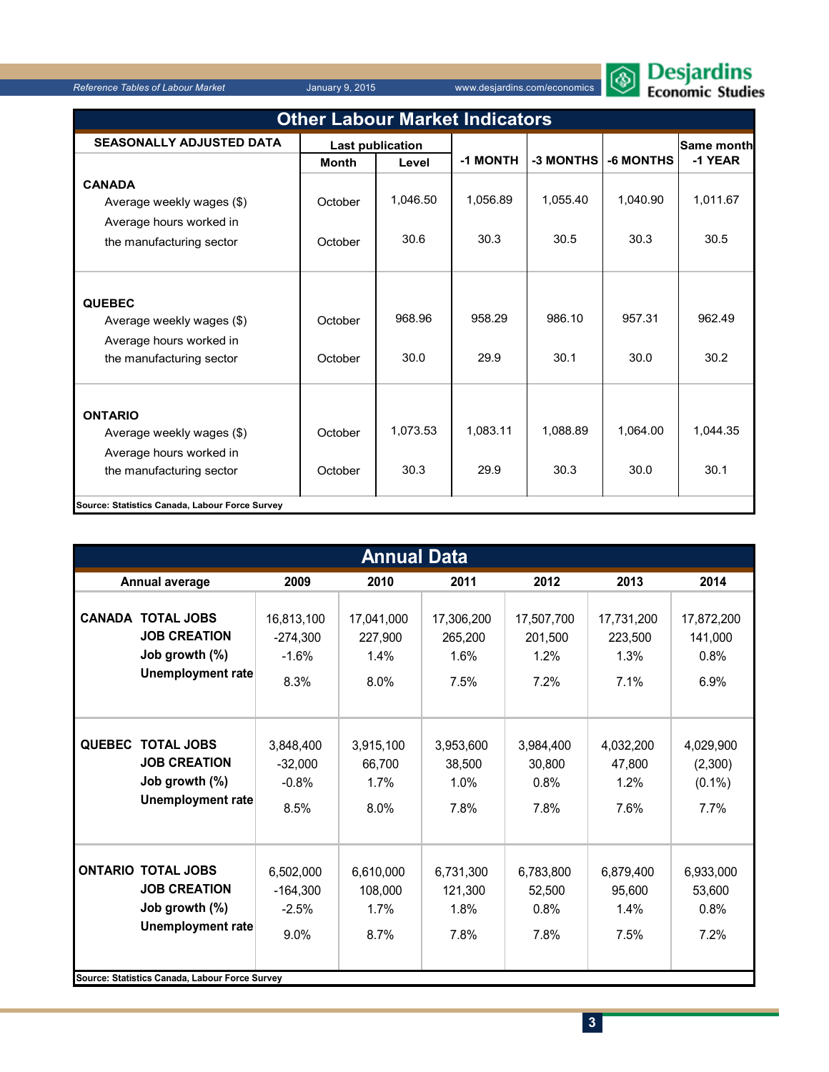## Other Labour Market Indicators

| SEASONALLY ADJUSTED DATA | Last publication | | -1 MONTH | -3 MONTHS | -6 MONTHS | Same month -1 YEAR |
|---|---|---|---|---|---|---|
| | Month | Level | | | | |
| **CANADA** | | | | | | |
| Average weekly wages ($) | October | 1,046.50 | 1,056.89 | 1,055.40 | 1,040.90 | 1,011.67 |
| Average hours worked in the manufacturing sector | October | 30.6 | 30.3 | 30.5 | 30.3 | 30.5 |
| **QUEBEC** | | | | | | |
| Average weekly wages ($) | October | 968.96 | 958.29 | 986.10 | 957.31 | 962.49 |
| Average hours worked in the manufacturing sector | October | 30.0 | 29.9 | 30.1 | 30.0 | 30.2 |
| **ONTARIO** | | | | | | |
| Average weekly wages ($) | October | 1,073.53 | 1,083.11 | 1,088.89 | 1,064.00 | 1,044.35 |
| Average hours worked in the manufacturing sector | October | 30.3 | 29.9 | 30.3 | 30.0 | 30.1 |

**Source: Statistics Canada, Labour Force Survey**

## Annual Data

| Annual average | | 2009 | 2010 | 2011 | 2012 | 2013 | 2014 |
|---|---|---|---|---|---|---|---|
| **CANADA** | **TOTAL JOBS** | 16,813,100 | 17,041,000 | 17,306,200 | 17,507,700 | 17,731,200 | 17,872,200 |
| | **JOB CREATION** | -274,300 | 227,900 | 265,200 | 201,500 | 223,500 | 141,000 |
| | **Job growth (%)** | -1.6% | 1.4% | 1.6% | 1.2% | 1.3% | 0.8% |
| | **Unemployment rate** | 8.3% | 8.0% | 7.5% | 7.2% | 7.1% | 6.9% |
| **QUEBEC** | **TOTAL JOBS** | 3,848,400 | 3,915,100 | 3,953,600 | 3,984,400 | 4,032,200 | 4,029,900 |
| | **JOB CREATION** | -32,000 | 66,700 | 38,500 | 30,800 | 47,800 | (2,300) |
| | **Job growth (%)** | -0.8% | 1.7% | 1.0% | 0.8% | 1.2% | (0.1%) |
| | **Unemployment rate** | 8.5% | 8.0% | 7.8% | 7.8% | 7.6% | 7.7% |
| **ONTARIO** | **TOTAL JOBS** | 6,502,000 | 6,610,000 | 6,731,300 | 6,783,800 | 6,879,400 | 6,933,000 |
| | **JOB CREATION** | -164,300 | 108,000 | 121,300 | 52,500 | 95,600 | 53,600 |
| | **Job growth (%)** | -2.5% | 1.7% | 1.8% | 0.8% | 1.4% | 0.8% |
| | **Unemployment rate** | 9.0% | 8.7% | 7.8% | 7.8% | 7.5% | 7.2% |

**Source: Statistics Canada, Labour Force Survey**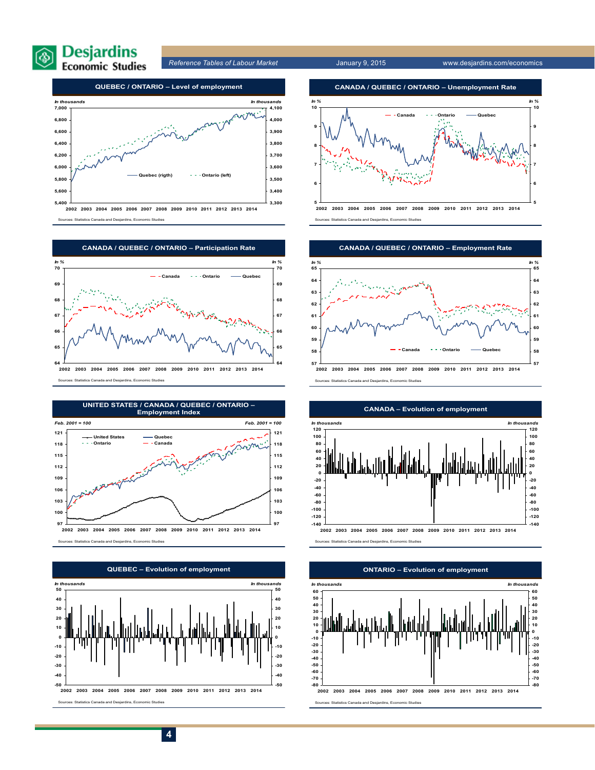## QUEBEC / ONTARIO – Level of employment

*In thousands* | *In thousands*

Quebec (rigth) | Ontario (left)

Sources: Statistics Canada and Desjardins, Economic Studies

## CANADA / QUEBEC / ONTARIO – Unemployment Rate

*In %*

Canada | Ontario | Quebec

Sources: Statistics Canada and Desjardins, Economic Studies

## CANADA / QUEBEC / ONTARIO – Participation Rate

*In %*

Canada | Ontario | Quebec

Sources: Statistics Canada and Desjardins, Economic Studies

## CANADA / QUEBEC / ONTARIO – Employment Rate

*In %*

Canada | Ontario | Quebec

Sources: Statistics Canada and Desjardins, Economic Studies

## UNITED STATES / CANADA / QUEBEC / ONTARIO – Employment Index

*Feb. 2001 = 100*

United States | Quebec | Ontario | Canada

Sources: Statistics Canada and Desjardins, Economic Studies

## CANADA – Evolution of employment

*In thousands*

Sources: Statistics Canada and Desjardins, Economic Studies

## QUEBEC – Evolution of employment

*In thousands*

Sources: Statistics Canada and Desjardins, Economic Studies

## ONTARIO – Evolution of employment

*In thousands*

Sources: Statistics Canada and Desjardins, Economic Studies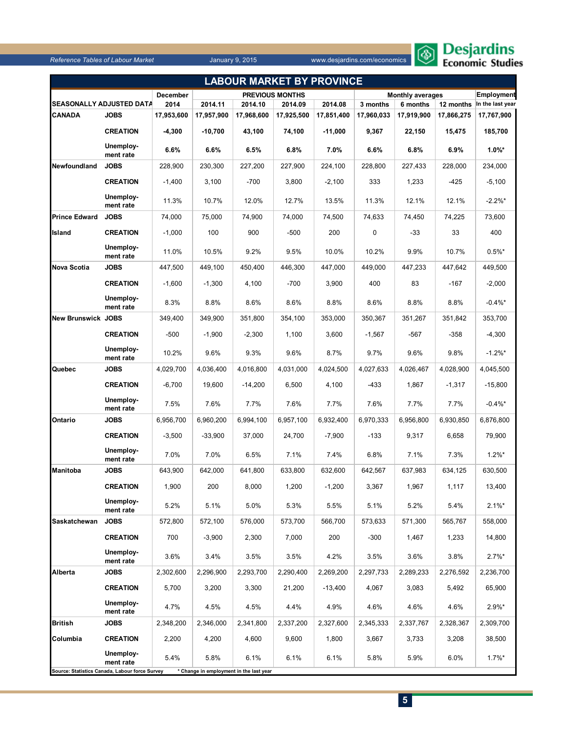# LABOUR MARKET BY PROVINCE

| SEASONALLY ADJUSTED DATA | | December 2014 | PREVIOUS MONTHS 2014.11 | 2014.10 | 2014.09 | 2014.08 | Monthly averages 3 months | 6 months | 12 months | Employment In the last year |
|---|---|---|---|---|---|---|---|---|---|---|
| **CANADA** | **JOBS** | **17,953,600** | **17,957,900** | **17,968,600** | **17,925,500** | **17,851,400** | **17,960,033** | **17,919,900** | **17,866,275** | **17,767,900** |
| | **CREATION** | **-4,300** | **-10,700** | **43,100** | **74,100** | **-11,000** | **9,367** | **22,150** | **15,475** | **185,700** |
| | **Unemployment rate** | **6.6%** | **6.6%** | **6.5%** | **6.8%** | **7.0%** | **6.6%** | **6.8%** | **6.9%** | **1.0%*** |
| **Newfoundland** | **JOBS** | 228,900 | 230,300 | 227,200 | 227,900 | 224,100 | 228,800 | 227,433 | 228,000 | 234,000 |
| | **CREATION** | -1,400 | 3,100 | -700 | 3,800 | -2,100 | 333 | 1,233 | -425 | -5,100 |
| | **Unemployment rate** | 11.3% | 10.7% | 12.0% | 12.7% | 13.5% | 11.3% | 12.1% | 12.1% | -2.2%* |
| **Prince Edward Island** | **JOBS** | 74,000 | 75,000 | 74,900 | 74,000 | 74,500 | 74,633 | 74,450 | 74,225 | 73,600 |
| | **CREATION** | -1,000 | 100 | 900 | -500 | 200 | 0 | -33 | 33 | 400 |
| | **Unemployment rate** | 11.0% | 10.5% | 9.2% | 9.5% | 10.0% | 10.2% | 9.9% | 10.7% | 0.5%* |
| **Nova Scotia** | **JOBS** | 447,500 | 449,100 | 450,400 | 446,300 | 447,000 | 449,000 | 447,233 | 447,642 | 449,500 |
| | **CREATION** | -1,600 | -1,300 | 4,100 | -700 | 3,900 | 400 | 83 | -167 | -2,000 |
| | **Unemployment rate** | 8.3% | 8.8% | 8.6% | 8.6% | 8.8% | 8.6% | 8.8% | 8.8% | -0.4%* |
| **New Brunswick** | **JOBS** | 349,400 | 349,900 | 351,800 | 354,100 | 353,000 | 350,367 | 351,267 | 351,842 | 353,700 |
| | **CREATION** | -500 | -1,900 | -2,300 | 1,100 | 3,600 | -1,567 | -567 | -358 | -4,300 |
| | **Unemployment rate** | 10.2% | 9.6% | 9.3% | 9.6% | 8.7% | 9.7% | 9.6% | 9.8% | -1.2%* |
| **Quebec** | **JOBS** | 4,029,700 | 4,036,400 | 4,016,800 | 4,031,000 | 4,024,500 | 4,027,633 | 4,026,467 | 4,028,900 | 4,045,500 |
| | **CREATION** | -6,700 | 19,600 | -14,200 | 6,500 | 4,100 | -433 | 1,867 | -1,317 | -15,800 |
| | **Unemployment rate** | 7.5% | 7.6% | 7.7% | 7.6% | 7.7% | 7.6% | 7.7% | 7.7% | -0.4%* |
| **Ontario** | **JOBS** | 6,956,700 | 6,960,200 | 6,994,100 | 6,957,100 | 6,932,400 | 6,970,333 | 6,956,800 | 6,930,850 | 6,876,800 |
| | **CREATION** | -3,500 | -33,900 | 37,000 | 24,700 | -7,900 | -133 | 9,317 | 6,658 | 79,900 |
| | **Unemployment rate** | 7.0% | 7.0% | 6.5% | 7.1% | 7.4% | 6.8% | 7.1% | 7.3% | 1.2%* |
| **Manitoba** | **JOBS** | 643,900 | 642,000 | 641,800 | 633,800 | 632,600 | 642,567 | 637,983 | 634,125 | 630,500 |
| | **CREATION** | 1,900 | 200 | 8,000 | 1,200 | -1,200 | 3,367 | 1,967 | 1,117 | 13,400 |
| | **Unemployment rate** | 5.2% | 5.1% | 5.0% | 5.3% | 5.5% | 5.1% | 5.2% | 5.4% | 2.1%* |
| **Saskatchewan** | **JOBS** | 572,800 | 572,100 | 576,000 | 573,700 | 566,700 | 573,633 | 571,300 | 565,767 | 558,000 |
| | **CREATION** | 700 | -3,900 | 2,300 | 7,000 | 200 | -300 | 1,467 | 1,233 | 14,800 |
| | **Unemployment rate** | 3.6% | 3.4% | 3.5% | 3.5% | 4.2% | 3.5% | 3.6% | 3.8% | 2.7%* |
| **Alberta** | **JOBS** | 2,302,600 | 2,296,900 | 2,293,700 | 2,290,400 | 2,269,200 | 2,297,733 | 2,289,233 | 2,276,592 | 2,236,700 |
| | **CREATION** | 5,700 | 3,200 | 3,300 | 21,200 | -13,400 | 4,067 | 3,083 | 5,492 | 65,900 |
| | **Unemployment rate** | 4.7% | 4.5% | 4.5% | 4.4% | 4.9% | 4.6% | 4.6% | 4.6% | 2.9%* |
| **British Columbia** | **JOBS** | 2,348,200 | 2,346,000 | 2,341,800 | 2,337,200 | 2,327,600 | 2,345,333 | 2,337,767 | 2,328,367 | 2,309,700 |
| | **CREATION** | 2,200 | 4,200 | 4,600 | 9,600 | 1,800 | 3,667 | 3,733 | 3,208 | 38,500 |
| | **Unemployment rate** | 5.4% | 5.8% | 6.1% | 6.1% | 6.1% | 5.8% | 5.9% | 6.0% | 1.7%* |

Source: Statistics Canada, Labour force Survey * Change in employment in the last year